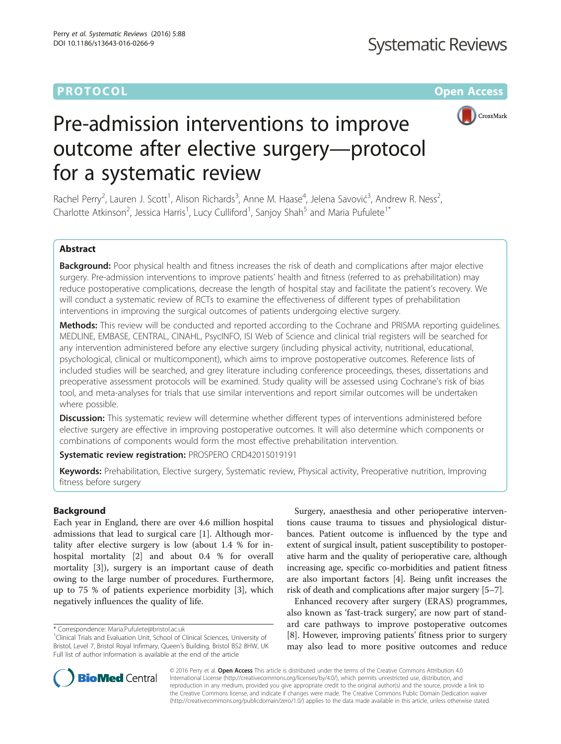PROTOCOL Open Access

# Pre-admission interventions to improve outcome after elective surgery—protocol for a systematic review

Rachel Perry[2], Lauren J. Scott[1], Alison Richards[3], Anne M. Haase[4], Jelena Savović[3], Andrew R. Ness[2], Charlotte Atkinson[2], Jessica Harris[1], Lucy Culliford[1], Sanjoy Shah[5] and Maria Pufulete[1*]

## Abstract

**Background:** Poor physical health and fitness increases the risk of death and complications after major elective surgery. Pre-admission interventions to improve patients' health and fitness (referred to as prehabilitation) may reduce postoperative complications, decrease the length of hospital stay and facilitate the patient's recovery. We will conduct a systematic review of RCTs to examine the effectiveness of different types of prehabilitation interventions in improving the surgical outcomes of patients undergoing elective surgery.

**Methods:** This review will be conducted and reported according to the Cochrane and PRISMA reporting guidelines. MEDLINE, EMBASE, CENTRAL, CINAHL, PsycINFO, ISI Web of Science and clinical trial registers will be searched for any intervention administered before any elective surgery (including physical activity, nutritional, educational, psychological, clinical or multicomponent), which aims to improve postoperative outcomes. Reference lists of included studies will be searched, and grey literature including conference proceedings, theses, dissertations and preoperative assessment protocols will be examined. Study quality will be assessed using Cochrane's risk of bias tool, and meta-analyses for trials that use similar interventions and report similar outcomes will be undertaken where possible.

**Discussion:** This systematic review will determine whether different types of interventions administered before elective surgery are effective in improving postoperative outcomes. It will also determine which components or combinations of components would form the most effective prehabilitation intervention.

**Systematic review registration:** PROSPERO CRD42015019191

**Keywords:** Prehabilitation, Elective surgery, Systematic review, Physical activity, Preoperative nutrition, Improving fitness before surgery

## Background

Each year in England, there are over 4.6 million hospital admissions that lead to surgical care [1]. Although mortality after elective surgery is low (about 1.4 % for in-hospital mortality [2] and about 0.4 % for overall mortality [3]), surgery is an important cause of death owing to the large number of procedures. Furthermore, up to 75 % of patients experience morbidity [3], which negatively influences the quality of life.

Surgery, anaesthesia and other perioperative interventions cause trauma to tissues and physiological disturbances. Patient outcome is influenced by the type and extent of surgical insult, patient susceptibility to postoperative harm and the quality of perioperative care, although increasing age, specific co-morbidities and patient fitness are also important factors [4]. Being unfit increases the risk of death and complications after major surgery [5–7].

Enhanced recovery after surgery (ERAS) programmes, also known as 'fast-track surgery', are now part of standard care pathways to improve postoperative outcomes [8]. However, improving patients' fitness prior to surgery may also lead to more positive outcomes and reduce

\* Correspondence: Maria.Pufulete@bristol.ac.uk
[1]Clinical Trials and Evaluation Unit, School of Clinical Sciences, University of Bristol, Level 7, Bristol Royal Infirmary, Queen's Building, Bristol BS2 8HW, UK
Full list of author information is available at the end of the article

© 2016 Perry et al. **Open Access** This article is distributed under the terms of the Creative Commons Attribution 4.0 International License (http://creativecommons.org/licenses/by/4.0/), which permits unrestricted use, distribution, and reproduction in any medium, provided you give appropriate credit to the original author(s) and the source, provide a link to the Creative Commons license, and indicate if changes were made. The Creative Commons Public Domain Dedication waiver (http://creativecommons.org/publicdomain/zero/1.0/) applies to the data made available in this article, unless otherwise stated.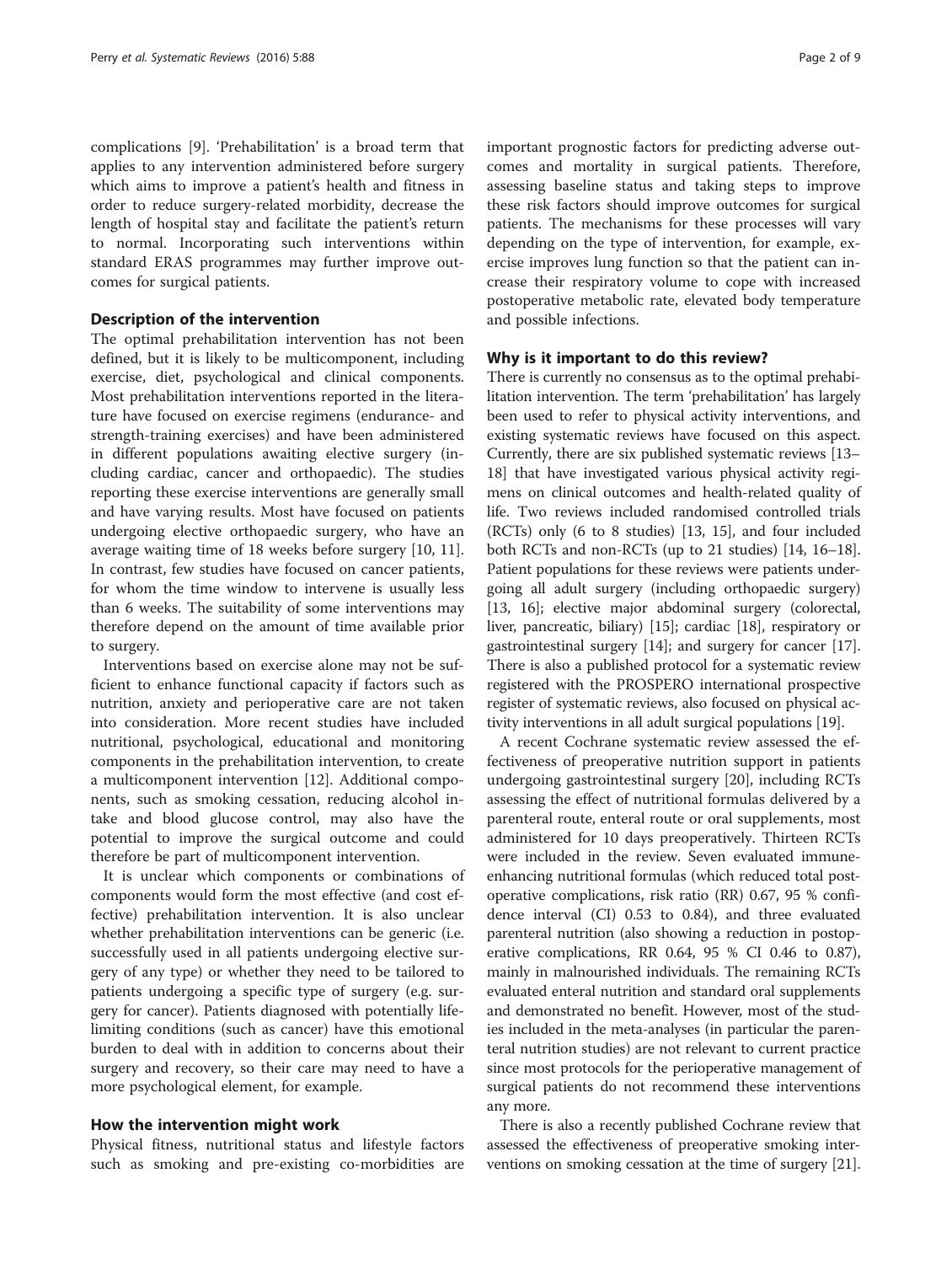complications [9]. 'Prehabilitation' is a broad term that applies to any intervention administered before surgery which aims to improve a patient's health and fitness in order to reduce surgery-related morbidity, decrease the length of hospital stay and facilitate the patient's return to normal. Incorporating such interventions within standard ERAS programmes may further improve outcomes for surgical patients.

### Description of the intervention

The optimal prehabilitation intervention has not been defined, but it is likely to be multicomponent, including exercise, diet, psychological and clinical components. Most prehabilitation interventions reported in the literature have focused on exercise regimens (endurance- and strength-training exercises) and have been administered in different populations awaiting elective surgery (including cardiac, cancer and orthopaedic). The studies reporting these exercise interventions are generally small and have varying results. Most have focused on patients undergoing elective orthopaedic surgery, who have an average waiting time of 18 weeks before surgery [10, 11]. In contrast, few studies have focused on cancer patients, for whom the time window to intervene is usually less than 6 weeks. The suitability of some interventions may therefore depend on the amount of time available prior to surgery.

Interventions based on exercise alone may not be sufficient to enhance functional capacity if factors such as nutrition, anxiety and perioperative care are not taken into consideration. More recent studies have included nutritional, psychological, educational and monitoring components in the prehabilitation intervention, to create a multicomponent intervention [12]. Additional components, such as smoking cessation, reducing alcohol intake and blood glucose control, may also have the potential to improve the surgical outcome and could therefore be part of multicomponent intervention.

It is unclear which components or combinations of components would form the most effective (and cost effective) prehabilitation intervention. It is also unclear whether prehabilitation interventions can be generic (i.e. successfully used in all patients undergoing elective surgery of any type) or whether they need to be tailored to patients undergoing a specific type of surgery (e.g. surgery for cancer). Patients diagnosed with potentially life-limiting conditions (such as cancer) have this emotional burden to deal with in addition to concerns about their surgery and recovery, so their care may need to have a more psychological element, for example.

### How the intervention might work

Physical fitness, nutritional status and lifestyle factors such as smoking and pre-existing co-morbidities are important prognostic factors for predicting adverse outcomes and mortality in surgical patients. Therefore, assessing baseline status and taking steps to improve these risk factors should improve outcomes for surgical patients. The mechanisms for these processes will vary depending on the type of intervention, for example, exercise improves lung function so that the patient can increase their respiratory volume to cope with increased postoperative metabolic rate, elevated body temperature and possible infections.

### Why is it important to do this review?

There is currently no consensus as to the optimal prehabilitation intervention. The term 'prehabilitation' has largely been used to refer to physical activity interventions, and existing systematic reviews have focused on this aspect. Currently, there are six published systematic reviews [13–18] that have investigated various physical activity regimens on clinical outcomes and health-related quality of life. Two reviews included randomised controlled trials (RCTs) only (6 to 8 studies) [13, 15], and four included both RCTs and non-RCTs (up to 21 studies) [14, 16–18]. Patient populations for these reviews were patients undergoing all adult surgery (including orthopaedic surgery) [13, 16]; elective major abdominal surgery (colorectal, liver, pancreatic, biliary) [15]; cardiac [18], respiratory or gastrointestinal surgery [14]; and surgery for cancer [17]. There is also a published protocol for a systematic review registered with the PROSPERO international prospective register of systematic reviews, also focused on physical activity interventions in all adult surgical populations [19].

A recent Cochrane systematic review assessed the effectiveness of preoperative nutrition support in patients undergoing gastrointestinal surgery [20], including RCTs assessing the effect of nutritional formulas delivered by a parenteral route, enteral route or oral supplements, most administered for 10 days preoperatively. Thirteen RCTs were included in the review. Seven evaluated immune-enhancing nutritional formulas (which reduced total postoperative complications, risk ratio (RR) 0.67, 95 % confidence interval (CI) 0.53 to 0.84), and three evaluated parenteral nutrition (also showing a reduction in postoperative complications, RR 0.64, 95 % CI 0.46 to 0.87), mainly in malnourished individuals. The remaining RCTs evaluated enteral nutrition and standard oral supplements and demonstrated no benefit. However, most of the studies included in the meta-analyses (in particular the parenteral nutrition studies) are not relevant to current practice since most protocols for the perioperative management of surgical patients do not recommend these interventions any more.

There is also a recently published Cochrane review that assessed the effectiveness of preoperative smoking interventions on smoking cessation at the time of surgery [21].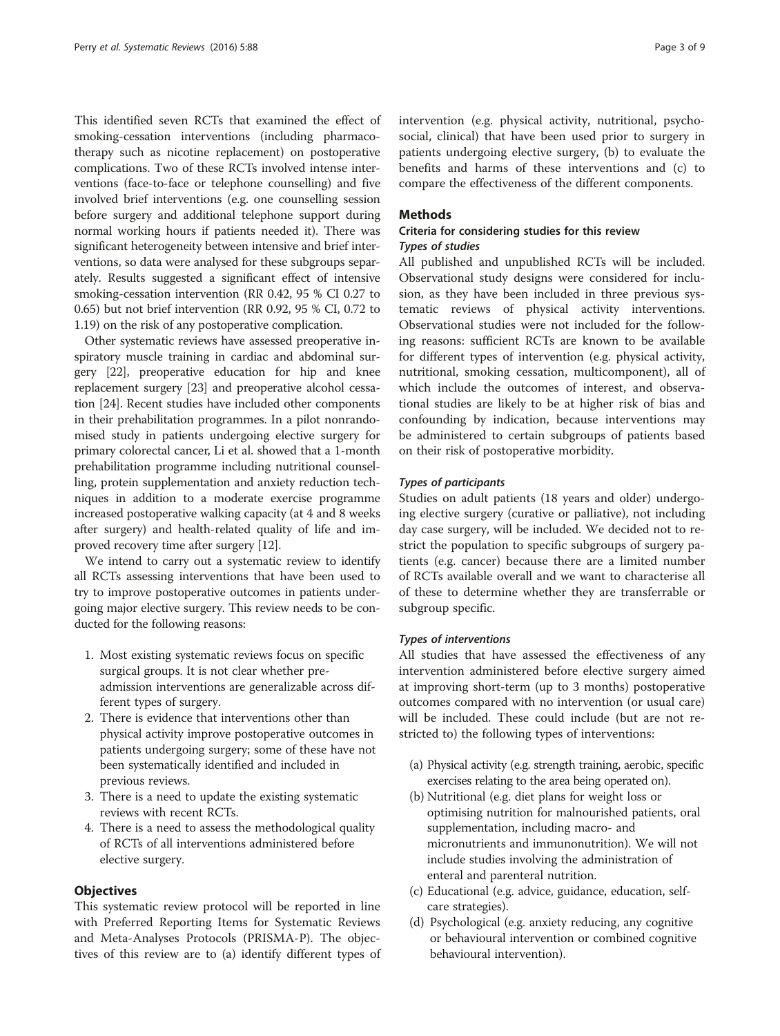This identified seven RCTs that examined the effect of smoking-cessation interventions (including pharmacotherapy such as nicotine replacement) on postoperative complications. Two of these RCTs involved intense interventions (face-to-face or telephone counselling) and five involved brief interventions (e.g. one counselling session before surgery and additional telephone support during normal working hours if patients needed it). There was significant heterogeneity between intensive and brief interventions, so data were analysed for these subgroups separately. Results suggested a significant effect of intensive smoking-cessation intervention (RR 0.42, 95 % CI 0.27 to 0.65) but not brief intervention (RR 0.92, 95 % CI, 0.72 to 1.19) on the risk of any postoperative complication.

Other systematic reviews have assessed preoperative inspiratory muscle training in cardiac and abdominal surgery [22], preoperative education for hip and knee replacement surgery [23] and preoperative alcohol cessation [24]. Recent studies have included other components in their prehabilitation programmes. In a pilot nonrandomised study in patients undergoing elective surgery for primary colorectal cancer, Li et al. showed that a 1-month prehabilitation programme including nutritional counselling, protein supplementation and anxiety reduction techniques in addition to a moderate exercise programme increased postoperative walking capacity (at 4 and 8 weeks after surgery) and health-related quality of life and improved recovery time after surgery [12].

We intend to carry out a systematic review to identify all RCTs assessing interventions that have been used to try to improve postoperative outcomes in patients undergoing major elective surgery. This review needs to be conducted for the following reasons:

1. Most existing systematic reviews focus on specific surgical groups. It is not clear whether pre-admission interventions are generalizable across different types of surgery.
2. There is evidence that interventions other than physical activity improve postoperative outcomes in patients undergoing surgery; some of these have not been systematically identified and included in previous reviews.
3. There is a need to update the existing systematic reviews with recent RCTs.
4. There is a need to assess the methodological quality of RCTs of all interventions administered before elective surgery.

## Objectives

This systematic review protocol will be reported in line with Preferred Reporting Items for Systematic Reviews and Meta-Analyses Protocols (PRISMA-P). The objectives of this review are to (a) identify different types of intervention (e.g. physical activity, nutritional, psychosocial, clinical) that have been used prior to surgery in patients undergoing elective surgery, (b) to evaluate the benefits and harms of these interventions and (c) to compare the effectiveness of the different components.

## Methods

### Criteria for considering studies for this review

#### *Types of studies*

All published and unpublished RCTs will be included. Observational study designs were considered for inclusion, as they have been included in three previous systematic reviews of physical activity interventions. Observational studies were not included for the following reasons: sufficient RCTs are known to be available for different types of intervention (e.g. physical activity, nutritional, smoking cessation, multicomponent), all of which include the outcomes of interest, and observational studies are likely to be at higher risk of bias and confounding by indication, because interventions may be administered to certain subgroups of patients based on their risk of postoperative morbidity.

#### *Types of participants*

Studies on adult patients (18 years and older) undergoing elective surgery (curative or palliative), not including day case surgery, will be included. We decided not to restrict the population to specific subgroups of surgery patients (e.g. cancer) because there are a limited number of RCTs available overall and we want to characterise all of these to determine whether they are transferrable or subgroup specific.

#### *Types of interventions*

All studies that have assessed the effectiveness of any intervention administered before elective surgery aimed at improving short-term (up to 3 months) postoperative outcomes compared with no intervention (or usual care) will be included. These could include (but are not restricted to) the following types of interventions:

(a) Physical activity (e.g. strength training, aerobic, specific exercises relating to the area being operated on).
(b) Nutritional (e.g. diet plans for weight loss or optimising nutrition for malnourished patients, oral supplementation, including macro- and micronutrients and immunonutrition). We will not include studies involving the administration of enteral and parenteral nutrition.
(c) Educational (e.g. advice, guidance, education, self-care strategies).
(d) Psychological (e.g. anxiety reducing, any cognitive or behavioural intervention or combined cognitive behavioural intervention).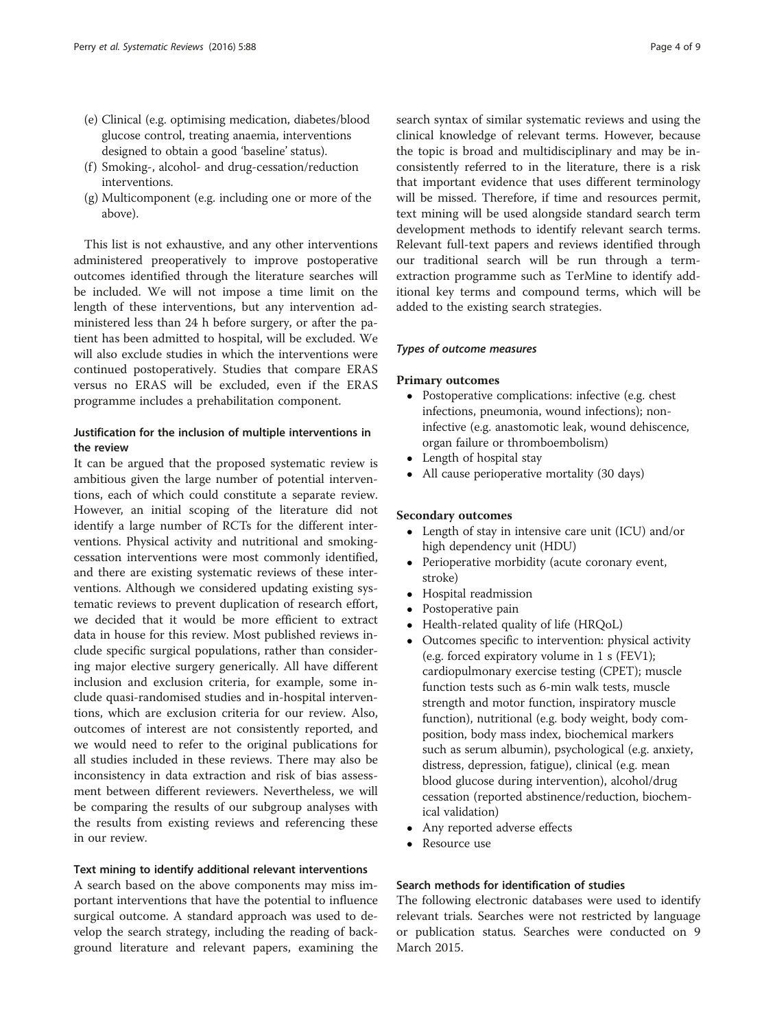(e) Clinical (e.g. optimising medication, diabetes/blood glucose control, treating anaemia, interventions designed to obtain a good 'baseline' status).
(f) Smoking-, alcohol- and drug-cessation/reduction interventions.
(g) Multicomponent (e.g. including one or more of the above).

This list is not exhaustive, and any other interventions administered preoperatively to improve postoperative outcomes identified through the literature searches will be included. We will not impose a time limit on the length of these interventions, but any intervention administered less than 24 h before surgery, or after the patient has been admitted to hospital, will be excluded. We will also exclude studies in which the interventions were continued postoperatively. Studies that compare ERAS versus no ERAS will be excluded, even if the ERAS programme includes a prehabilitation component.

### Justification for the inclusion of multiple interventions in the review

It can be argued that the proposed systematic review is ambitious given the large number of potential interventions, each of which could constitute a separate review. However, an initial scoping of the literature did not identify a large number of RCTs for the different interventions. Physical activity and nutritional and smoking-cessation interventions were most commonly identified, and there are existing systematic reviews of these interventions. Although we considered updating existing systematic reviews to prevent duplication of research effort, we decided that it would be more efficient to extract data in house for this review. Most published reviews include specific surgical populations, rather than considering major elective surgery generically. All have different inclusion and exclusion criteria, for example, some include quasi-randomised studies and in-hospital interventions, which are exclusion criteria for our review. Also, outcomes of interest are not consistently reported, and we would need to refer to the original publications for all studies included in these reviews. There may also be inconsistency in data extraction and risk of bias assessment between different reviewers. Nevertheless, we will be comparing the results of our subgroup analyses with the results from existing reviews and referencing these in our review.

### Text mining to identify additional relevant interventions

A search based on the above components may miss important interventions that have the potential to influence surgical outcome. A standard approach was used to develop the search strategy, including the reading of background literature and relevant papers, examining the search syntax of similar systematic reviews and using the clinical knowledge of relevant terms. However, because the topic is broad and multidisciplinary and may be inconsistently referred to in the literature, there is a risk that important evidence that uses different terminology will be missed. Therefore, if time and resources permit, text mining will be used alongside standard search term development methods to identify relevant search terms. Relevant full-text papers and reviews identified through our traditional search will be run through a term-extraction programme such as TerMine to identify additional key terms and compound terms, which will be added to the existing search strategies.

#### *Types of outcome measures*

**Primary outcomes**

- Postoperative complications: infective (e.g. chest infections, pneumonia, wound infections); non-infective (e.g. anastomotic leak, wound dehiscence, organ failure or thromboembolism)
- Length of hospital stay
- All cause perioperative mortality (30 days)

**Secondary outcomes**

- Length of stay in intensive care unit (ICU) and/or high dependency unit (HDU)
- Perioperative morbidity (acute coronary event, stroke)
- Hospital readmission
- Postoperative pain
- Health-related quality of life (HRQoL)
- Outcomes specific to intervention: physical activity (e.g. forced expiratory volume in 1 s (FEV1); cardiopulmonary exercise testing (CPET); muscle function tests such as 6-min walk tests, muscle strength and motor function, inspiratory muscle function), nutritional (e.g. body weight, body composition, body mass index, biochemical markers such as serum albumin), psychological (e.g. anxiety, distress, depression, fatigue), clinical (e.g. mean blood glucose during intervention), alcohol/drug cessation (reported abstinence/reduction, biochemical validation)
- Any reported adverse effects
- Resource use

### Search methods for identification of studies

The following electronic databases were used to identify relevant trials. Searches were not restricted by language or publication status. Searches were conducted on 9 March 2015.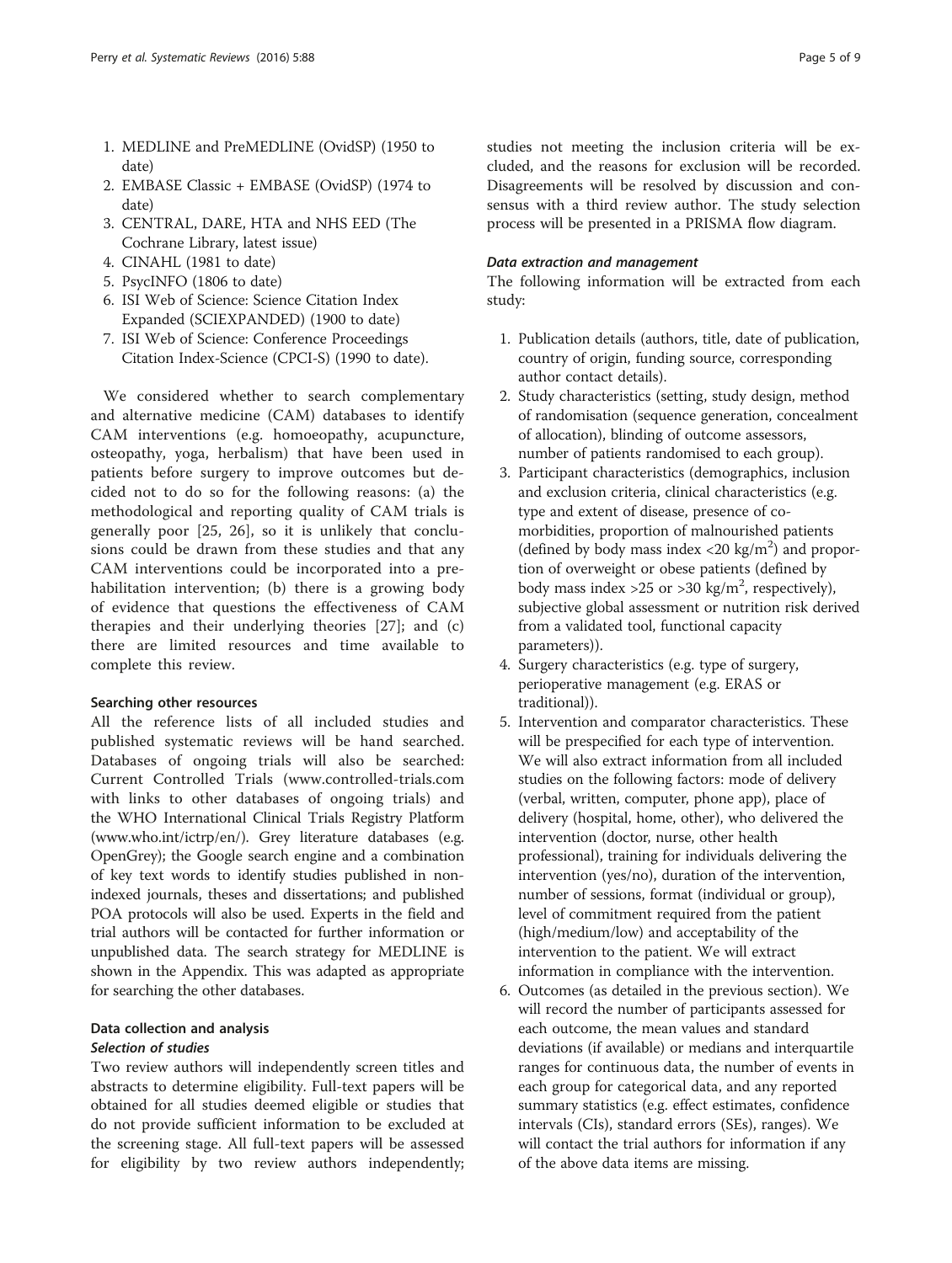1. MEDLINE and PreMEDLINE (OvidSP) (1950 to date)
2. EMBASE Classic + EMBASE (OvidSP) (1974 to date)
3. CENTRAL, DARE, HTA and NHS EED (The Cochrane Library, latest issue)
4. CINAHL (1981 to date)
5. PsycINFO (1806 to date)
6. ISI Web of Science: Science Citation Index Expanded (SCIEXPANDED) (1900 to date)
7. ISI Web of Science: Conference Proceedings Citation Index-Science (CPCI-S) (1990 to date).

We considered whether to search complementary and alternative medicine (CAM) databases to identify CAM interventions (e.g. homoeopathy, acupuncture, osteopathy, yoga, herbalism) that have been used in patients before surgery to improve outcomes but decided not to do so for the following reasons: (a) the methodological and reporting quality of CAM trials is generally poor [25, 26], so it is unlikely that conclusions could be drawn from these studies and that any CAM interventions could be incorporated into a prehabilitation intervention; (b) there is a growing body of evidence that questions the effectiveness of CAM therapies and their underlying theories [27]; and (c) there are limited resources and time available to complete this review.

#### Searching other resources

All the reference lists of all included studies and published systematic reviews will be hand searched. Databases of ongoing trials will also be searched: Current Controlled Trials (www.controlled-trials.com with links to other databases of ongoing trials) and the WHO International Clinical Trials Registry Platform (www.who.int/ictrp/en/). Grey literature databases (e.g. OpenGrey); the Google search engine and a combination of key text words to identify studies published in non-indexed journals, theses and dissertations; and published POA protocols will also be used. Experts in the field and trial authors will be contacted for further information or unpublished data. The search strategy for MEDLINE is shown in the Appendix. This was adapted as appropriate for searching the other databases.

### Data collection and analysis

#### *Selection of studies*

Two review authors will independently screen titles and abstracts to determine eligibility. Full-text papers will be obtained for all studies deemed eligible or studies that do not provide sufficient information to be excluded at the screening stage. All full-text papers will be assessed for eligibility by two review authors independently; studies not meeting the inclusion criteria will be excluded, and the reasons for exclusion will be recorded. Disagreements will be resolved by discussion and consensus with a third review author. The study selection process will be presented in a PRISMA flow diagram.

#### *Data extraction and management*

The following information will be extracted from each study:

1. Publication details (authors, title, date of publication, country of origin, funding source, corresponding author contact details).
2. Study characteristics (setting, study design, method of randomisation (sequence generation, concealment of allocation), blinding of outcome assessors, number of patients randomised to each group).
3. Participant characteristics (demographics, inclusion and exclusion criteria, clinical characteristics (e.g. type and extent of disease, presence of co-morbidities, proportion of malnourished patients (defined by body mass index <20 kg/m$^2$) and proportion of overweight or obese patients (defined by body mass index >25 or >30 kg/m$^2$, respectively), subjective global assessment or nutrition risk derived from a validated tool, functional capacity parameters)).
4. Surgery characteristics (e.g. type of surgery, perioperative management (e.g. ERAS or traditional)).
5. Intervention and comparator characteristics. These will be prespecified for each type of intervention. We will also extract information from all included studies on the following factors: mode of delivery (verbal, written, computer, phone app), place of delivery (hospital, home, other), who delivered the intervention (doctor, nurse, other health professional), training for individuals delivering the intervention (yes/no), duration of the intervention, number of sessions, format (individual or group), level of commitment required from the patient (high/medium/low) and acceptability of the intervention to the patient. We will extract information in compliance with the intervention.
6. Outcomes (as detailed in the previous section). We will record the number of participants assessed for each outcome, the mean values and standard deviations (if available) or medians and interquartile ranges for continuous data, the number of events in each group for categorical data, and any reported summary statistics (e.g. effect estimates, confidence intervals (CIs), standard errors (SEs), ranges). We will contact the trial authors for information if any of the above data items are missing.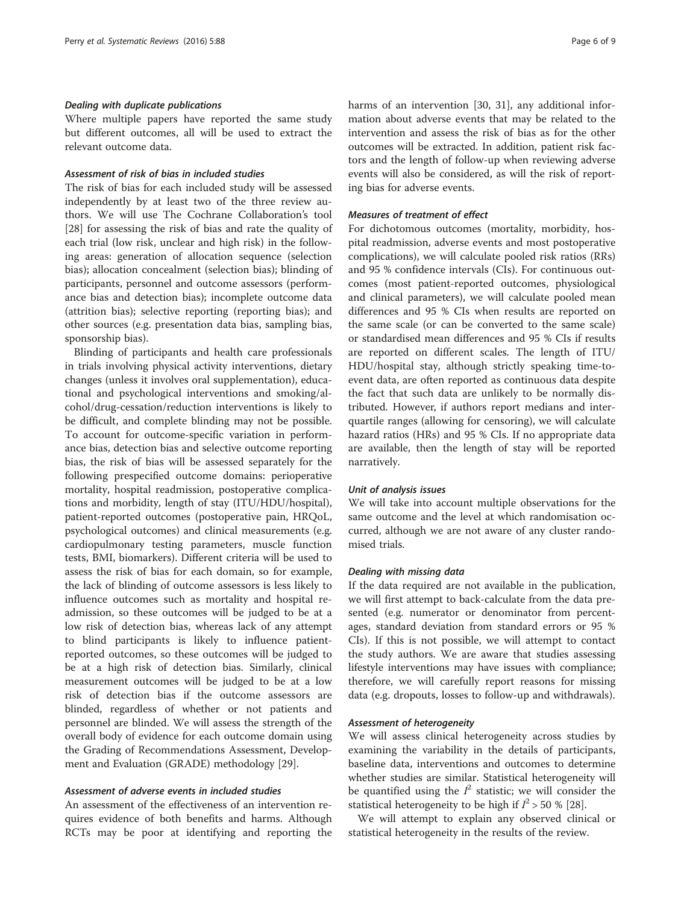#### *Dealing with duplicate publications*

Where multiple papers have reported the same study but different outcomes, all will be used to extract the relevant outcome data.

#### *Assessment of risk of bias in included studies*

The risk of bias for each included study will be assessed independently by at least two of the three review authors. We will use The Cochrane Collaboration's tool [28] for assessing the risk of bias and rate the quality of each trial (low risk, unclear and high risk) in the following areas: generation of allocation sequence (selection bias); allocation concealment (selection bias); blinding of participants, personnel and outcome assessors (performance bias and detection bias); incomplete outcome data (attrition bias); selective reporting (reporting bias); and other sources (e.g. presentation data bias, sampling bias, sponsorship bias).

Blinding of participants and health care professionals in trials involving physical activity interventions, dietary changes (unless it involves oral supplementation), educational and psychological interventions and smoking/alcohol/drug-cessation/reduction interventions is likely to be difficult, and complete blinding may not be possible. To account for outcome-specific variation in performance bias, detection bias and selective outcome reporting bias, the risk of bias will be assessed separately for the following prespecified outcome domains: perioperative mortality, hospital readmission, postoperative complications and morbidity, length of stay (ITU/HDU/hospital), patient-reported outcomes (postoperative pain, HRQoL, psychological outcomes) and clinical measurements (e.g. cardiopulmonary testing parameters, muscle function tests, BMI, biomarkers). Different criteria will be used to assess the risk of bias for each domain, so for example, the lack of blinding of outcome assessors is less likely to influence outcomes such as mortality and hospital readmission, so these outcomes will be judged to be at a low risk of detection bias, whereas lack of any attempt to blind participants is likely to influence patient-reported outcomes, so these outcomes will be judged to be at a high risk of detection bias. Similarly, clinical measurement outcomes will be judged to be at a low risk of detection bias if the outcome assessors are blinded, regardless of whether or not patients and personnel are blinded. We will assess the strength of the overall body of evidence for each outcome domain using the Grading of Recommendations Assessment, Development and Evaluation (GRADE) methodology [29].

#### *Assessment of adverse events in included studies*

An assessment of the effectiveness of an intervention requires evidence of both benefits and harms. Although RCTs may be poor at identifying and reporting the harms of an intervention [30, 31], any additional information about adverse events that may be related to the intervention and assess the risk of bias as for the other outcomes will be extracted. In addition, patient risk factors and the length of follow-up when reviewing adverse events will also be considered, as will the risk of reporting bias for adverse events.

#### *Measures of treatment of effect*

For dichotomous outcomes (mortality, morbidity, hospital readmission, adverse events and most postoperative complications), we will calculate pooled risk ratios (RRs) and 95 % confidence intervals (CIs). For continuous outcomes (most patient-reported outcomes, physiological and clinical parameters), we will calculate pooled mean differences and 95 % CIs when results are reported on the same scale (or can be converted to the same scale) or standardised mean differences and 95 % CIs if results are reported on different scales. The length of ITU/HDU/hospital stay, although strictly speaking time-to-event data, are often reported as continuous data despite the fact that such data are unlikely to be normally distributed. However, if authors report medians and interquartile ranges (allowing for censoring), we will calculate hazard ratios (HRs) and 95 % CIs. If no appropriate data are available, then the length of stay will be reported narratively.

#### *Unit of analysis issues*

We will take into account multiple observations for the same outcome and the level at which randomisation occurred, although we are not aware of any cluster randomised trials.

#### *Dealing with missing data*

If the data required are not available in the publication, we will first attempt to back-calculate from the data presented (e.g. numerator or denominator from percentages, standard deviation from standard errors or 95 % CIs). If this is not possible, we will attempt to contact the study authors. We are aware that studies assessing lifestyle interventions may have issues with compliance; therefore, we will carefully report reasons for missing data (e.g. dropouts, losses to follow-up and withdrawals).

#### *Assessment of heterogeneity*

We will assess clinical heterogeneity across studies by examining the variability in the details of participants, baseline data, interventions and outcomes to determine whether studies are similar. Statistical heterogeneity will be quantified using the $I^2$ statistic; we will consider the statistical heterogeneity to be high if $I^2 > 50$ % [28].

We will attempt to explain any observed clinical or statistical heterogeneity in the results of the review.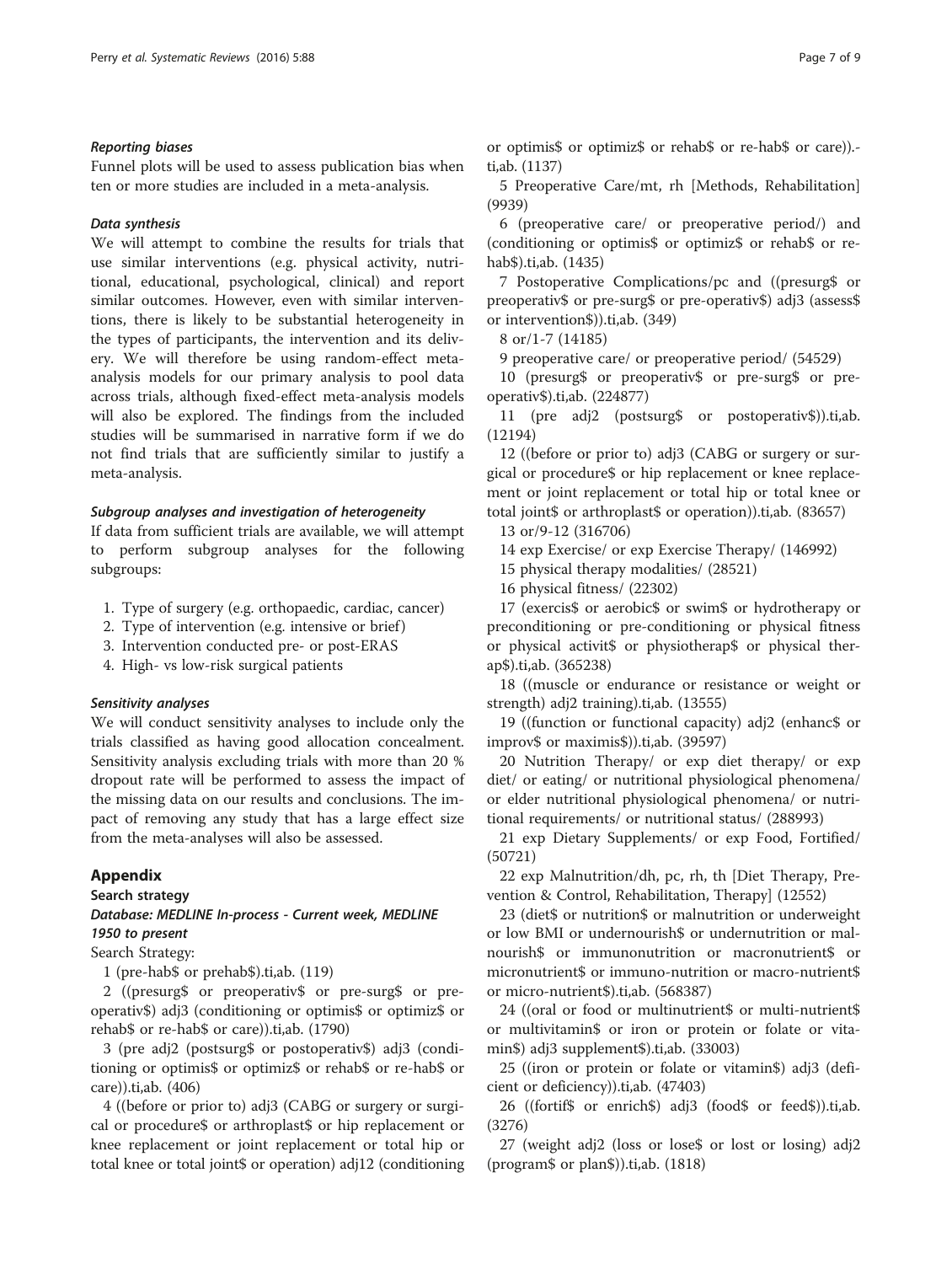#### *Reporting biases*

Funnel plots will be used to assess publication bias when ten or more studies are included in a meta-analysis.

#### *Data synthesis*

We will attempt to combine the results for trials that use similar interventions (e.g. physical activity, nutritional, educational, psychological, clinical) and report similar outcomes. However, even with similar interventions, there is likely to be substantial heterogeneity in the types of participants, the intervention and its delivery. We will therefore be using random-effect meta-analysis models for our primary analysis to pool data across trials, although fixed-effect meta-analysis models will also be explored. The findings from the included studies will be summarised in narrative form if we do not find trials that are sufficiently similar to justify a meta-analysis.

#### *Subgroup analyses and investigation of heterogeneity*

If data from sufficient trials are available, we will attempt to perform subgroup analyses for the following subgroups:

1. Type of surgery (e.g. orthopaedic, cardiac, cancer)
2. Type of intervention (e.g. intensive or brief)
3. Intervention conducted pre- or post-ERAS
4. High- vs low-risk surgical patients

#### *Sensitivity analyses*

We will conduct sensitivity analyses to include only the trials classified as having good allocation concealment. Sensitivity analysis excluding trials with more than 20 % dropout rate will be performed to assess the impact of the missing data on our results and conclusions. The impact of removing any study that has a large effect size from the meta-analyses will also be assessed.

## Appendix

### Search strategy

#### *Database: MEDLINE In-process - Current week, MEDLINE 1950 to present*

Search Strategy:

1 (pre-hab$ or prehab$).ti,ab. (119)

2 ((presurg$ or preoperativ$ or pre-surg$ or pre-operativ$) adj3 (conditioning or optimis$ or optimiz$ or rehab$ or re-hab$ or care)).ti,ab. (1790)

3 (pre adj2 (postsurg$ or postoperativ$) adj3 (conditioning or optimis$ or optimiz$ or rehab$ or re-hab$ or care)).ti,ab. (406)

4 ((before or prior to) adj3 (CABG or surgery or surgical or procedure$ or arthroplast$ or hip replacement or knee replacement or joint replacement or total hip or total knee or total joint$ or operation) adj12 (conditioning or optimis$ or optimiz$ or rehab$ or re-hab$ or care)).ti,ab. (1137)

5 Preoperative Care/mt, rh [Methods, Rehabilitation] (9939)

6 (preoperative care/ or preoperative period/) and (conditioning or optimis$ or optimiz$ or rehab$ or re-hab$).ti,ab. (1435)

7 Postoperative Complications/pc and ((presurg$ or preoperativ$ or pre-surg$ or pre-operativ$) adj3 (assess$ or intervention$)).ti,ab. (349)

8 or/1-7 (14185)

9 preoperative care/ or preoperative period/ (54529)

10 (presurg$ or preoperativ$ or pre-surg$ or pre-operativ$).ti,ab. (224877)

11 (pre adj2 (postsurg$ or postoperativ$)).ti,ab. (12194)

12 ((before or prior to) adj3 (CABG or surgery or surgical or procedure$ or hip replacement or knee replacement or joint replacement or total hip or total knee or total joint$ or arthroplast$ or operation)).ti,ab. (83657)

13 or/9-12 (316706)

14 exp Exercise/ or exp Exercise Therapy/ (146992)

15 physical therapy modalities/ (28521)

16 physical fitness/ (22302)

17 (exercis$ or aerobic$ or swim$ or hydrotherapy or preconditioning or pre-conditioning or physical fitness or physical activit$ or physiotherap$ or physical therap$).ti,ab. (365238)

18 ((muscle or endurance or resistance or weight or strength) adj2 training).ti,ab. (13555)

19 ((function or functional capacity) adj2 (enhanc$ or improv$ or maximis$)).ti,ab. (39597)

20 Nutrition Therapy/ or exp diet therapy/ or exp diet/ or eating/ or nutritional physiological phenomena/ or elder nutritional physiological phenomena/ or nutritional requirements/ or nutritional status/ (288993)

21 exp Dietary Supplements/ or exp Food, Fortified/ (50721)

22 exp Malnutrition/dh, pc, rh, th [Diet Therapy, Prevention & Control, Rehabilitation, Therapy] (12552)

23 (diet$ or nutrition$ or malnutrition or underweight or low BMI or undernourish$ or undernutrition or malnourish$ or immunonutrition or macronutrient$ or micronutrient$ or immuno-nutrition or macro-nutrient$ or micro-nutrient$).ti,ab. (568387)

24 ((oral or food or multinutrient$ or multi-nutrient$ or multivitamin$ or iron or protein or folate or vitamin$) adj3 supplement$).ti,ab. (33003)

25 ((iron or protein or folate or vitamin$) adj3 (deficient or deficiency)).ti,ab. (47403)

26 ((fortif$ or enrich$) adj3 (food$ or feed$)).ti,ab. (3276)

27 (weight adj2 (loss or lose$ or lost or losing) adj2 (program$ or plan$)).ti,ab. (1818)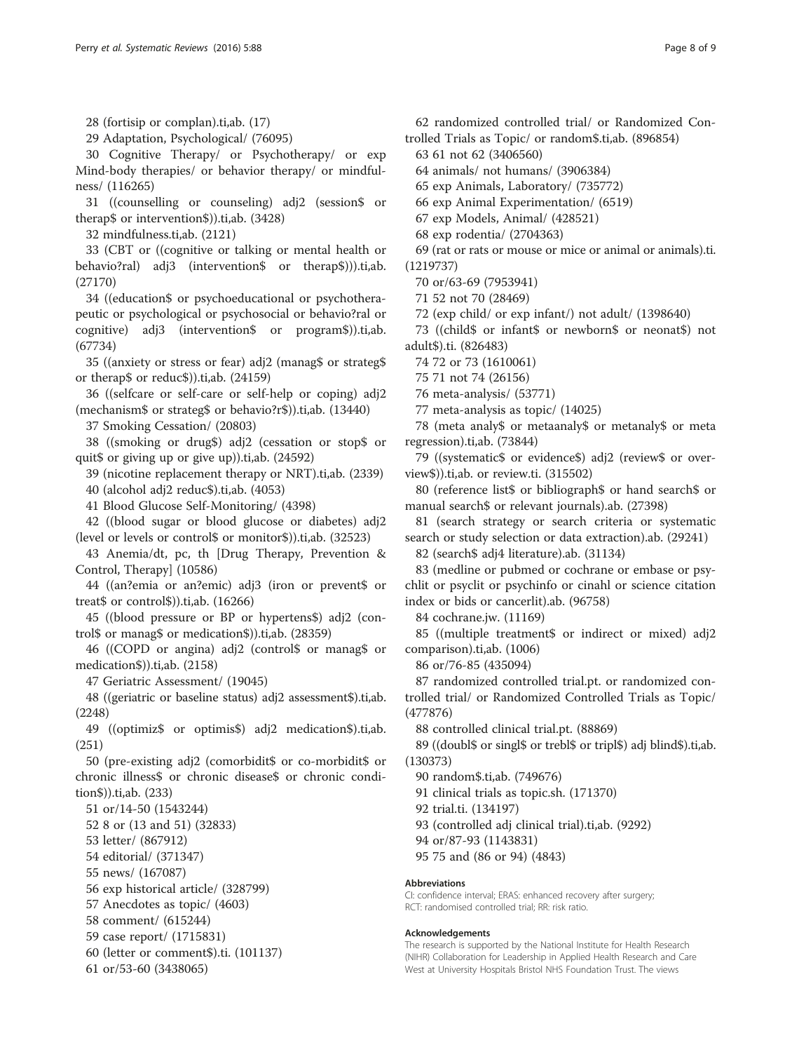28 (fortisip or complan).ti,ab. (17)

29 Adaptation, Psychological/ (76095)

30 Cognitive Therapy/ or Psychotherapy/ or exp Mind-body therapies/ or behavior therapy/ or mindfulness/ (116265)

31 ((counselling or counseling) adj2 (session$ or therap$ or intervention$)).ti,ab. (3428)

32 mindfulness.ti,ab. (2121)

33 (CBT or ((cognitive or talking or mental health or behavio?ral) adj3 (intervention$ or therap$))).ti,ab. (27170)

34 ((education$ or psychoeducational or psychotherapeutic or psychological or psychosocial or behavio?ral or cognitive) adj3 (intervention$ or program$)).ti,ab. (67734)

35 ((anxiety or stress or fear) adj2 (manag$ or strateg$ or therap$ or reduc$)).ti,ab. (24159)

36 ((selfcare or self-care or self-help or coping) adj2 (mechanism$ or strateg$ or behavio?r$)).ti,ab. (13440)

37 Smoking Cessation/ (20803)

38 ((smoking or drug$) adj2 (cessation or stop$ or quit$ or giving up or give up)).ti,ab. (24592)

39 (nicotine replacement therapy or NRT).ti,ab. (2339)

40 (alcohol adj2 reduc$).ti,ab. (4053)

41 Blood Glucose Self-Monitoring/ (4398)

42 ((blood sugar or blood glucose or diabetes) adj2 (level or levels or control$ or monitor$)).ti,ab. (32523)

43 Anemia/dt, pc, th [Drug Therapy, Prevention & Control, Therapy] (10586)

44 ((an?emia or an?emic) adj3 (iron or prevent$ or treat$ or control$)).ti,ab. (16266)

45 ((blood pressure or BP or hypertens$) adj2 (control$ or manag$ or medication$)).ti,ab. (28359)

46 ((COPD or angina) adj2 (control$ or manag$ or medication$)).ti,ab. (2158)

47 Geriatric Assessment/ (19045)

48 ((geriatric or baseline status) adj2 assessment$).ti,ab. (2248)

49 ((optimiz$ or optimis$) adj2 medication$).ti,ab. (251)

50 (pre-existing adj2 (comorbidit$ or co-morbidit$ or chronic illness$ or chronic disease$ or chronic condition$)).ti,ab. (233)

51 or/14-50 (1543244)

52 8 or (13 and 51) (32833)

53 letter/ (867912)

54 editorial/ (371347)

55 news/ (167087)

56 exp historical article/ (328799)

57 Anecdotes as topic/ (4603)

58 comment/ (615244)

59 case report/ (1715831)

60 (letter or comment$).ti. (101137)

61 or/53-60 (3438065)

62 randomized controlled trial/ or Randomized Controlled Trials as Topic/ or random$.ti,ab. (896854)

63 61 not 62 (3406560)

64 animals/ not humans/ (3906384)

65 exp Animals, Laboratory/ (735772)

66 exp Animal Experimentation/ (6519)

67 exp Models, Animal/ (428521)

68 exp rodentia/ (2704363)

69 (rat or rats or mouse or mice or animal or animals).ti. (1219737)

70 or/63-69 (7953941)

71 52 not 70 (28469)

72 (exp child/ or exp infant/) not adult/ (1398640)

73 ((child$ or infant$ or newborn$ or neonat$) not adult$).ti. (826483)

74 72 or 73 (1610061)

75 71 not 74 (26156)

76 meta-analysis/ (53771)

77 meta-analysis as topic/ (14025)

78 (meta analy$ or metaanaly$ or metanaly$ or meta regression).ti,ab. (73844)

79 ((systematic$ or evidence$) adj2 (review$ or overview$)).ti,ab. or review.ti. (315502)

80 (reference list$ or bibliograph$ or hand search$ or manual search$ or relevant journals).ab. (27398)

81 (search strategy or search criteria or systematic search or study selection or data extraction).ab. (29241)

82 (search$ adj4 literature).ab. (31134)

83 (medline or pubmed or cochrane or embase or psychlit or psyclit or psychinfo or cinahl or science citation index or bids or cancerlit).ab. (96758)

84 cochrane.jw. (11169)

85 ((multiple treatment$ or indirect or mixed) adj2 comparison).ti,ab. (1006)

86 or/76-85 (435094)

87 randomized controlled trial.pt. or randomized controlled trial/ or Randomized Controlled Trials as Topic/ (477876)

88 controlled clinical trial.pt. (88869)

89 ((doubl$ or singl$ or trebl$ or tripl$) adj blind$).ti,ab. (130373)

90 random$.ti,ab. (749676)

91 clinical trials as topic.sh. (171370)

92 trial.ti. (134197)

93 (controlled adj clinical trial).ti,ab. (9292)

94 or/87-93 (1143831)

95 75 and (86 or 94) (4843)

#### Abbreviations

CI: confidence interval; ERAS: enhanced recovery after surgery; RCT: randomised controlled trial; RR: risk ratio.

#### Acknowledgements

The research is supported by the National Institute for Health Research (NIHR) Collaboration for Leadership in Applied Health Research and Care West at University Hospitals Bristol NHS Foundation Trust. The views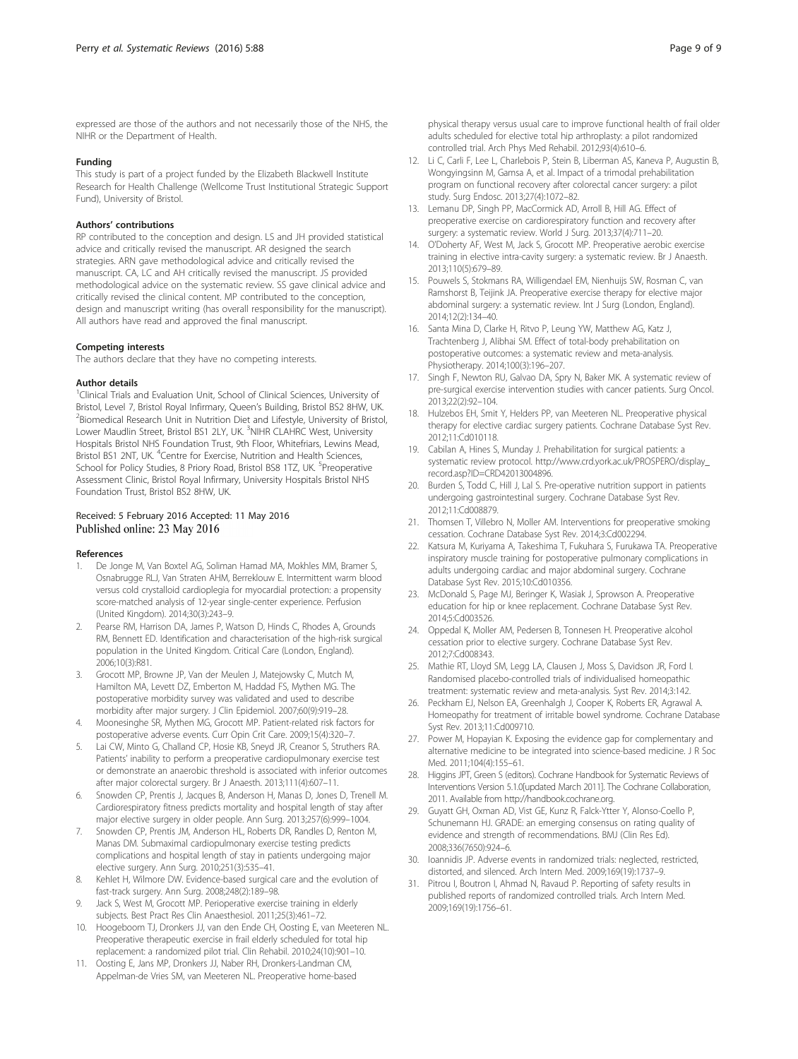expressed are those of the authors and not necessarily those of the NHS, the NIHR or the Department of Health.

### Funding

This study is part of a project funded by the Elizabeth Blackwell Institute Research for Health Challenge (Wellcome Trust Institutional Strategic Support Fund), University of Bristol.

### Authors' contributions

RP contributed to the conception and design. LS and JH provided statistical advice and critically revised the manuscript. AR designed the search strategies. ARN gave methodological advice and critically revised the manuscript. CA, LC and AH critically revised the manuscript. JS provided methodological advice on the systematic review. SS gave clinical advice and critically revised the clinical content. MP contributed to the conception, design and manuscript writing (has overall responsibility for the manuscript). All authors have read and approved the final manuscript.

### Competing interests

The authors declare that they have no competing interests.

### Author details

[1]Clinical Trials and Evaluation Unit, School of Clinical Sciences, University of Bristol, Level 7, Bristol Royal Infirmary, Queen's Building, Bristol BS2 8HW, UK. [2]Biomedical Research Unit in Nutrition Diet and Lifestyle, University of Bristol, Lower Maudlin Street, Bristol BS1 2LY, UK. [3]NIHR CLAHRC West, University Hospitals Bristol NHS Foundation Trust, 9th Floor, Whitefriars, Lewins Mead, Bristol BS1 2NT, UK. [4]Centre for Exercise, Nutrition and Health Sciences, School for Policy Studies, 8 Priory Road, Bristol BS8 1TZ, UK. [5]Preoperative Assessment Clinic, Bristol Royal Infirmary, University Hospitals Bristol NHS Foundation Trust, Bristol BS2 8HW, UK.

Received: 5 February 2016 Accepted: 11 May 2016
Published online: 23 May 2016

### References

1. De Jonge M, Van Boxtel AG, Soliman Hamad MA, Mokhles MM, Bramer S, Osnabrugge RLJ, Van Straten AHM, Berreklouw E. Intermittent warm blood versus cold crystalloid cardioplegia for myocardial protection: a propensity score-matched analysis of 12-year single-center experience. Perfusion (United Kingdom). 2014;30(3):243–9.
2. Pearse RM, Harrison DA, James P, Watson D, Hinds C, Rhodes A, Grounds RM, Bennett ED. Identification and characterisation of the high-risk surgical population in the United Kingdom. Critical Care (London, England). 2006;10(3):R81.
3. Grocott MP, Browne JP, Van der Meulen J, Matejowsky C, Mutch M, Hamilton MA, Levett DZ, Emberton M, Haddad FS, Mythen MG. The postoperative morbidity survey was validated and used to describe morbidity after major surgery. J Clin Epidemiol. 2007;60(9):919–28.
4. Moonesinghe SR, Mythen MG, Grocott MP. Patient-related risk factors for postoperative adverse events. Curr Opin Crit Care. 2009;15(4):320–7.
5. Lai CW, Minto G, Challand CP, Hosie KB, Sneyd JR, Creanor S, Struthers RA. Patients' inability to perform a preoperative cardiopulmonary exercise test or demonstrate an anaerobic threshold is associated with inferior outcomes after major colorectal surgery. Br J Anaesth. 2013;111(4):607–11.
6. Snowden CP, Prentis J, Jacques B, Anderson H, Manas D, Jones D, Trenell M. Cardiorespiratory fitness predicts mortality and hospital length of stay after major elective surgery in older people. Ann Surg. 2013;257(6):999–1004.
7. Snowden CP, Prentis JM, Anderson HL, Roberts DR, Randles D, Renton M, Manas DM. Submaximal cardiopulmonary exercise testing predicts complications and hospital length of stay in patients undergoing major elective surgery. Ann Surg. 2010;251(3):535–41.
8. Kehlet H, Wilmore DW. Evidence-based surgical care and the evolution of fast-track surgery. Ann Surg. 2008;248(2):189–98.
9. Jack S, West M, Grocott MP. Perioperative exercise training in elderly subjects. Best Pract Res Clin Anaesthesiol. 2011;25(3):461–72.
10. Hoogeboom TJ, Dronkers JJ, van den Ende CH, Oosting E, van Meeteren NL. Preoperative therapeutic exercise in frail elderly scheduled for total hip replacement: a randomized pilot trial. Clin Rehabil. 2010;24(10):901–10.
11. Oosting E, Jans MP, Dronkers JJ, Naber RH, Dronkers-Landman CM, Appelman-de Vries SM, van Meeteren NL. Preoperative home-based physical therapy versus usual care to improve functional health of frail older adults scheduled for elective total hip arthroplasty: a pilot randomized controlled trial. Arch Phys Med Rehabil. 2012;93(4):610–6.
12. Li C, Carli F, Lee L, Charlebois P, Stein B, Liberman AS, Kaneva P, Augustin B, Wongyingsinn M, Gamsa A, et al. Impact of a trimodal prehabilitation program on functional recovery after colorectal cancer surgery: a pilot study. Surg Endosc. 2013;27(4):1072–82.
13. Lemanu DP, Singh PP, MacCormick AD, Arroll B, Hill AG. Effect of preoperative exercise on cardiorespiratory function and recovery after surgery: a systematic review. World J Surg. 2013;37(4):711–20.
14. O'Doherty AF, West M, Jack S, Grocott MP. Preoperative aerobic exercise training in elective intra-cavity surgery: a systematic review. Br J Anaesth. 2013;110(5):679–89.
15. Pouwels S, Stokmans RA, Willigendael EM, Nienhuijs SW, Rosman C, van Ramshorst B, Teijink JA. Preoperative exercise therapy for elective major abdominal surgery: a systematic review. Int J Surg (London, England). 2014;12(2):134–40.
16. Santa Mina D, Clarke H, Ritvo P, Leung YW, Matthew AG, Katz J, Trachtenberg J, Alibhai SM. Effect of total-body prehabilitation on postoperative outcomes: a systematic review and meta-analysis. Physiotherapy. 2014;100(3):196–207.
17. Singh F, Newton RU, Galvao DA, Spry N, Baker MK. A systematic review of pre-surgical exercise intervention studies with cancer patients. Surg Oncol. 2013;22(2):92–104.
18. Hulzebos EH, Smit Y, Helders PP, van Meeteren NL. Preoperative physical therapy for elective cardiac surgery patients. Cochrane Database Syst Rev. 2012;11:Cd010118.
19. Cabilan A, Hines S, Munday J. Prehabilitation for surgical patients: a systematic review protocol. http://www.crd.york.ac.uk/PROSPERO/display_record.asp?ID=CRD42013004896.
20. Burden S, Todd C, Hill J, Lal S. Pre-operative nutrition support in patients undergoing gastrointestinal surgery. Cochrane Database Syst Rev. 2012;11:Cd008879.
21. Thomsen T, Villebro N, Moller AM. Interventions for preoperative smoking cessation. Cochrane Database Syst Rev. 2014;3:Cd002294.
22. Katsura M, Kuriyama A, Takeshima T, Fukuhara S, Furukawa TA. Preoperative inspiratory muscle training for postoperative pulmonary complications in adults undergoing cardiac and major abdominal surgery. Cochrane Database Syst Rev. 2015;10:Cd010356.
23. McDonald S, Page MJ, Beringer K, Wasiak J, Sprowson A. Preoperative education for hip or knee replacement. Cochrane Database Syst Rev. 2014;5:Cd003526.
24. Oppedal K, Moller AM, Pedersen B, Tonnesen H. Preoperative alcohol cessation prior to elective surgery. Cochrane Database Syst Rev. 2012;7:Cd008343.
25. Mathie RT, Lloyd SM, Legg LA, Clausen J, Moss S, Davidson JR, Ford I. Randomised placebo-controlled trials of individualised homeopathic treatment: systematic review and meta-analysis. Syst Rev. 2014;3:142.
26. Peckham EJ, Nelson EA, Greenhalgh J, Cooper K, Roberts ER, Agrawal A. Homeopathy for treatment of irritable bowel syndrome. Cochrane Database Syst Rev. 2013;11:Cd009710.
27. Power M, Hopayian K. Exposing the evidence gap for complementary and alternative medicine to be integrated into science-based medicine. J R Soc Med. 2011;104(4):155–61.
28. Higgins JPT, Green S (editors). Cochrane Handbook for Systematic Reviews of Interventions Version 5.1.0[updated March 2011]. The Cochrane Collaboration, 2011. Available from http://handbook.cochrane.org.
29. Guyatt GH, Oxman AD, Vist GE, Kunz R, Falck-Ytter Y, Alonso-Coello P, Schunemann HJ. GRADE: an emerging consensus on rating quality of evidence and strength of recommendations. BMJ (Clin Res Ed). 2008;336(7650):924–6.
30. Ioannidis JP. Adverse events in randomized trials: neglected, restricted, distorted, and silenced. Arch Intern Med. 2009;169(19):1737–9.
31. Pitrou I, Boutron I, Ahmad N, Ravaud P. Reporting of safety results in published reports of randomized controlled trials. Arch Intern Med. 2009;169(19):1756–61.